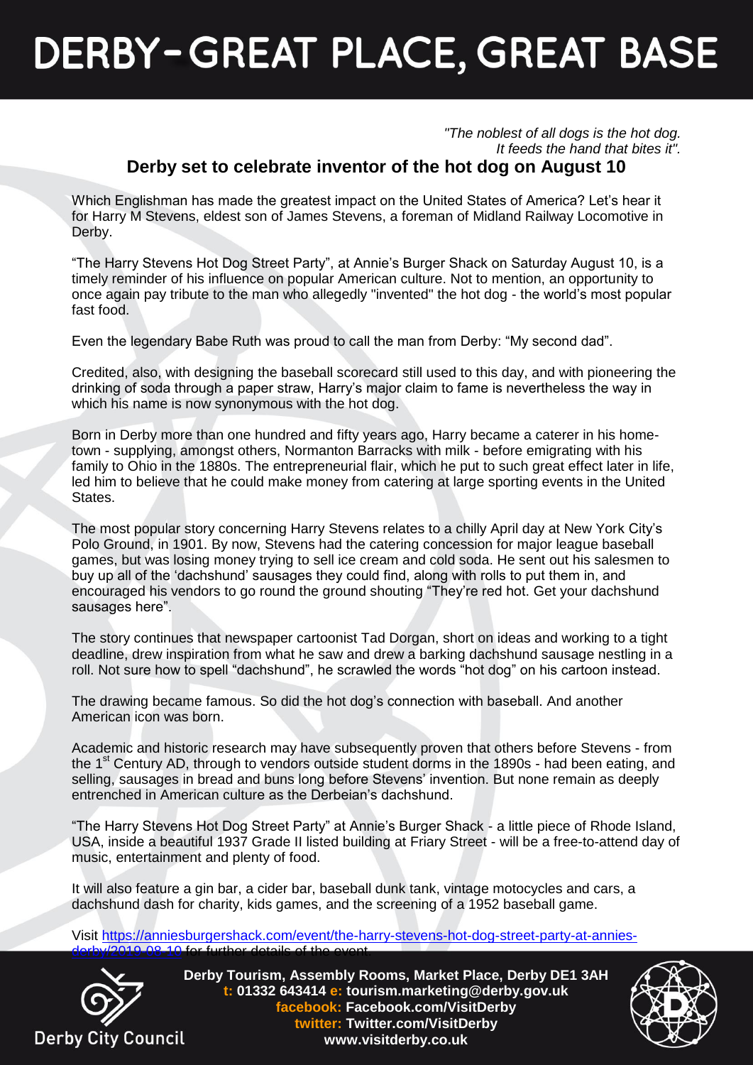# DERBY - GREAT PLACE, GREAT BASE

*"The noblest of all dogs is the hot dog. It feeds the hand that bites it".*

## Derby set to celebrate inventor of the hot dog on August 10

Which Englishman has made the greatest impact on the United States of America? Let's hear it for Harry M Stevens, eldest son of James Stevens, a foreman of Midland Railway Locomotive in Derby.

"The Harry Stevens Hot Dog Street Party", at Annie's Burger Shack on Saturday August 10, is a timely reminder of his influence on popular American culture. Not to mention, an opportunity to once again pay tribute to the man who allegedly "invented" the hot dog - the world's most popular fast food.

Even the legendary Babe Ruth was proud to call the man from Derby: "My second dad".

Credited, also, with designing the baseball scorecard still used to this day, and with pioneering the drinking of soda through a paper straw, Harry's major claim to fame is nevertheless the way in which his name is now synonymous with the hot dog.

Born in Derby more than one hundred and fifty years ago, Harry became a caterer in his home-town - supplying, amongst others, Normanton Barracks with milk - before emigrating with his family to Ohio in the 1880s. The entrepreneurial flair, which he put to such great effect later in life, led him to believe that he could make money from catering at large sporting events in the United States.

The most popular story concerning Harry Stevens relates to a chilly April day at New York City's Polo Ground, in 1901. By now, Stevens had the catering concession for major league baseball games, but was losing money trying to sell ice cream and cold soda. He sent out his salesmen to buy up all of the 'dachshund' sausages they could find, along with rolls to put them in, and encouraged his vendors to go round the ground shouting "They're red hot. Get your dachshund sausages here".

The story continues that newspaper cartoonist Tad Dorgan, short on ideas and working to a tight deadline, drew inspiration from what he saw and drew a barking dachshund sausage nestling in a roll. Not sure how to spell "dachshund", he scrawled the words "hot dog" on his cartoon instead.

The drawing became famous. So did the hot dog's connection with baseball. And another American icon was born.

Academic and historic research may have subsequently proven that others before Stevens - from the 1st Century AD, through to vendors outside student dorms in the 1890s - had been eating, and selling, sausages in bread and buns long before Stevens' invention. But none remain as deeply entrenched in American culture as the Derbeian's dachshund.

"The Harry Stevens Hot Dog Street Party" at Annie's Burger Shack - a little piece of Rhode Island, USA, inside a beautiful 1937 Grade II listed building at Friary Street - will be a free-to-attend day of music, entertainment and plenty of food.

It will also feature a gin bar, a cider bar, baseball dunk tank, vintage motocycles and cars, a dachshund dash for charity, kids games, and the screening of a 1952 baseball game.

Visit [https://anniesburgershack.com/event/the-harry-stevens-hot-dog-street-party-at-annies-derby/2019-08-10](https://anniesburgershack.com/event/the-harry-stevens-hot-dog-street-party-at-annies-derby/2019-08-10) for further details of the event.

Derby City Council

**Derby Tourism, Assembly Rooms, Market Place, Derby DE1 3AH**
**t: 01332 643414 e: tourism.marketing@derby.gov.uk**
**facebook: Facebook.com/VisitDerby**
**twitter: Twitter.com/VisitDerby**
**www.visitderby.co.uk**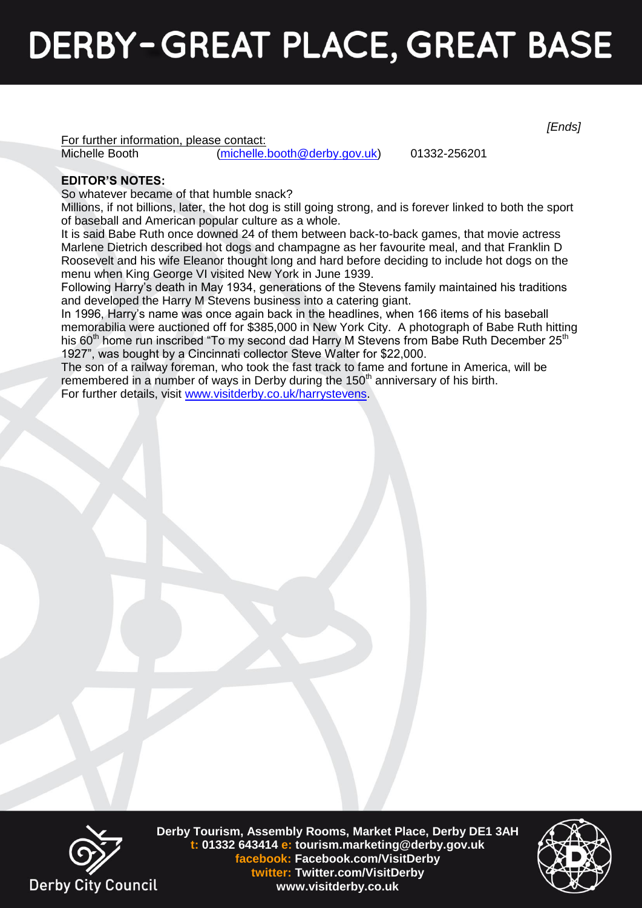*[Ends]*

For further information, please contact:
Michelle Booth (michelle.booth@derby.gov.uk) 01332-256201

**EDITOR'S NOTES:**

So whatever became of that humble snack?

Millions, if not billions, later, the hot dog is still going strong, and is forever linked to both the sport of baseball and American popular culture as a whole.

It is said Babe Ruth once downed 24 of them between back-to-back games, that movie actress Marlene Dietrich described hot dogs and champagne as her favourite meal, and that Franklin D Roosevelt and his wife Eleanor thought long and hard before deciding to include hot dogs on the menu when King George VI visited New York in June 1939.

Following Harry's death in May 1934, generations of the Stevens family maintained his traditions and developed the Harry M Stevens business into a catering giant.

In 1996, Harry's name was once again back in the headlines, when 166 items of his baseball memorabilia were auctioned off for $385,000 in New York City. A photograph of Babe Ruth hitting his 60th home run inscribed "To my second dad Harry M Stevens from Babe Ruth December 25th 1927", was bought by a Cincinnati collector Steve Walter for $22,000.

The son of a railway foreman, who took the fast track to fame and fortune in America, will be remembered in a number of ways in Derby during the 150th anniversary of his birth.

For further details, visit www.visitderby.co.uk/harrystevens.

Derby Tourism, Assembly Rooms, Market Place, Derby DE1 3AH
**t:** 01332 643414 **e:** tourism.marketing@derby.gov.uk
**facebook:** Facebook.com/VisitDerby
**twitter:** Twitter.com/VisitDerby
www.visitderby.co.uk